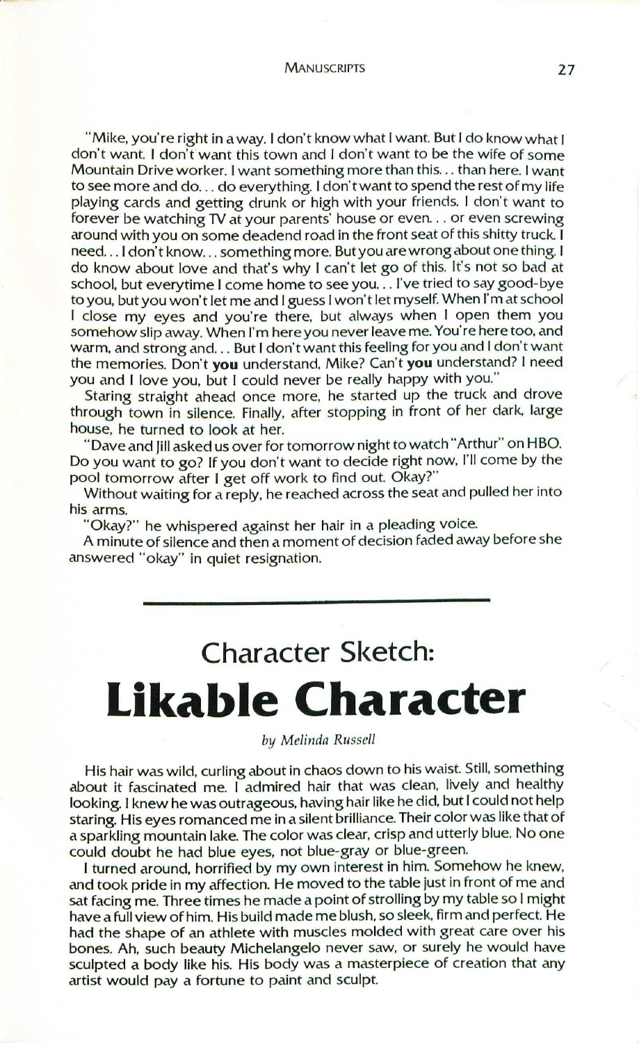"Mike, you're right in a way. I don't know what I want. But I do know what I don't want. I don't want this town and I don't want to be the wife of some Mountain Drive worker. I want something more than this... than here. I want to see more and do... do everything. I don't want to spend the rest of my life playing cards and getting drunk or high with your friends. I don't want to forever be watching TV at your parents' house or even... or even screwing around with you on some deadend road in the front seat of this shitty truck. I need... I don't know... something more. But you are wrong about one thing. I do know about love and that's why I can't let go of this. It's not so bad at school, but everytime I come home to see you... I've tried to say good-bye to you, but you won't let me and I guess I won't let myself. When I'm at school I close my eyes and you're there, but always when I open them you somehow slip away. When I'm here you never leave me. You're here too, and warm, and strong and... But I don't want this feeling for you and I don't want the memories. Don't **you** understand, Mike? Can't **you** understand? I need you and I love you, but I could never be really happy with you."

Staring straight ahead once more, he started up the truck and drove through town in silence. Finally, after stopping in front of her dark, large house, he turned to look at her.

"Dave and Jill asked us over for tomorrow night to watch "Arthur" on HBO. Do you want to go? If you don't want to decide right now, I'll come by the pool tomorrow after I get off work to find out. Okay?"

Without waiting for a reply, he reached across the seat and pulled her into his arms.

"Okay?" he whispered against her hair in a pleading voice.

A minute of silence and then a moment of decision faded away before she answered "okay" in quiet resignation.

---

## Character Sketch:

# Likable Character

*by Melinda Russell*

His hair was wild, curling about in chaos down to his waist. Still, something about it fascinated me. I admired hair that was clean, lively and healthy looking. I knew he was outrageous, having hair like he did, but I could not help staring. His eyes romanced me in a silent brilliance. Their color was like that of a sparkling mountain lake. The color was clear, crisp and utterly blue. No one could doubt he had blue eyes, not blue-gray or blue-green.

I turned around, horrified by my own interest in him. Somehow he knew, and took pride in my affection. He moved to the table just in front of me and sat facing me. Three times he made a point of strolling by my table so I might have a full view of him. His build made me blush, so sleek, firm and perfect. He had the shape of an athlete with muscles molded with great care over his bones. Ah, such beauty Michelangelo never saw, or surely he would have sculpted a body like his. His body was a masterpiece of creation that any artist would pay a fortune to paint and sculpt.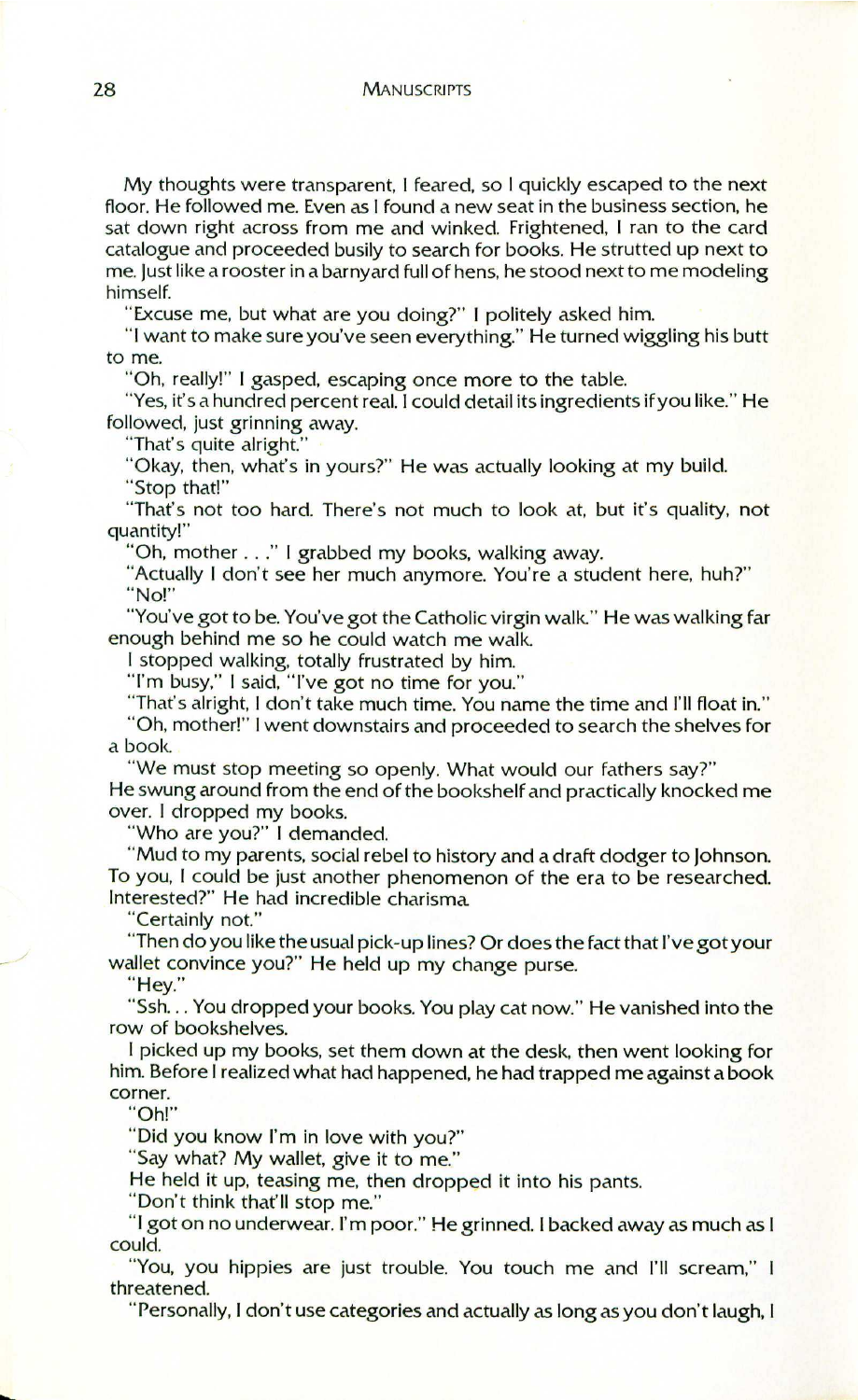My thoughts were transparent, I feared, so I quickly escaped to the next floor. He followed me. Even as I found a new seat in the business section, he sat down right across from me and winked. Frightened, I ran to the card catalogue and proceeded busily to search for books. He strutted up next to me. Just like a rooster in a barnyard full of hens, he stood next to me modeling himself.

"Excuse me, but what are you doing?" I politely asked him.

"I want to make sure you've seen everything." He turned wiggling his butt to me.

"Oh, really!" I gasped, escaping once more to the table.

"Yes, it's a hundred percent real. I could detail its ingredients if you like." He followed, just grinning away.

"That's quite alright."

"Okay, then, what's in yours?" He was actually looking at my build.

"Stop that!"

"That's not too hard. There's not much to look at, but it's quality, not quantity!"

"Oh, mother . . ." I grabbed my books, walking away.

"Actually I don't see her much anymore. You're a student here, huh?"

"No!"

"You've got to be. You've got the Catholic virgin walk." He was walking far enough behind me so he could watch me walk.

I stopped walking, totally frustrated by him.

"I'm busy," I said, "I've got no time for you."

"That's alright, I don't take much time. You name the time and I'll float in."

"Oh, mother!" I went downstairs and proceeded to search the shelves for a book.

"We must stop meeting so openly. What would our fathers say?"

He swung around from the end of the bookshelf and practically knocked me over. I dropped my books.

"Who are you?" I demanded.

"Mud to my parents, social rebel to history and a draft dodger to Johnson. To you, I could be just another phenomenon of the era to be researched. Interested?" He had incredible charisma.

"Certainly not."

"Then do you like the usual pick-up lines? Or does the fact that I've got your wallet convince you?" He held up my change purse.

"Hey."

"Ssh. . . You dropped your books. You play cat now." He vanished into the row of bookshelves.

I picked up my books, set them down at the desk, then went looking for him. Before I realized what had happened, he had trapped me against a book corner.

"Oh!"

"Did you know I'm in love with you?"

"Say what? My wallet, give it to me."

He held it up, teasing me, then dropped it into his pants.

"Don't think that'll stop me."

"I got on no underwear. I'm poor." He grinned. I backed away as much as I could.

"You, you hippies are just trouble. You touch me and I'll scream," I threatened.

"Personally, I don't use categories and actually as long as you don't laugh, I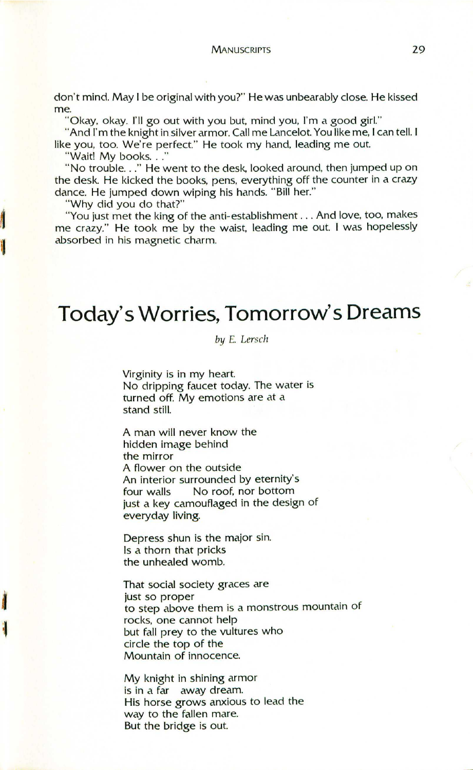don't mind. May I be original with you?" He was unbearably close. He kissed me.

"Okay, okay. I'll go out with you but, mind you, I'm a good girl."

"And I'm the knight in silver armor. Call me Lancelot. You like me, I can tell. I like you, too. We're perfect." He took my hand, leading me out.

"Wait! My books. . ."

"No trouble. . ." He went to the desk, looked around, then jumped up on the desk. He kicked the books, pens, everything off the counter in a crazy dance. He jumped down wiping his hands. "Bill her."

"Why did you do that?"

"You just met the king of the anti-establishment . . . And love, too, makes me crazy." He took me by the waist, leading me out. I was hopelessly absorbed in his magnetic charm.

# Today's Worries, Tomorrow's Dreams

*by E. Lersch*

Virginity is in my heart.
No dripping faucet today. The water is
turned off. My emotions are at a
stand still.

A man will never know the
hidden image behind
the mirror
A flower on the outside
An interior surrounded by eternity's
four walls No roof, nor bottom
just a key camouflaged in the design of
everyday living.

Depress shun is the major sin.
Is a thorn that pricks
the unhealed womb.

That social society graces are
just so proper
to step above them is a monstrous mountain of
rocks, one cannot help
but fall prey to the vultures who
circle the top of the
Mountain of innocence.

My knight in shining armor
is in a far away dream.
His horse grows anxious to lead the
way to the fallen mare.
But the bridge is out.